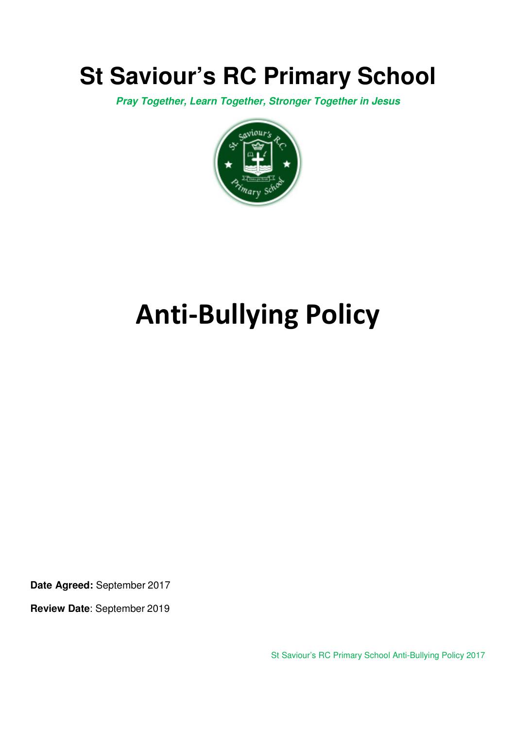# St Saviour's RC Primary School

***Pray Together, Learn Together, Stronger Together in Jesus***

# Anti-Bullying Policy

**Date Agreed:** September 2017

**Review Date**: September 2019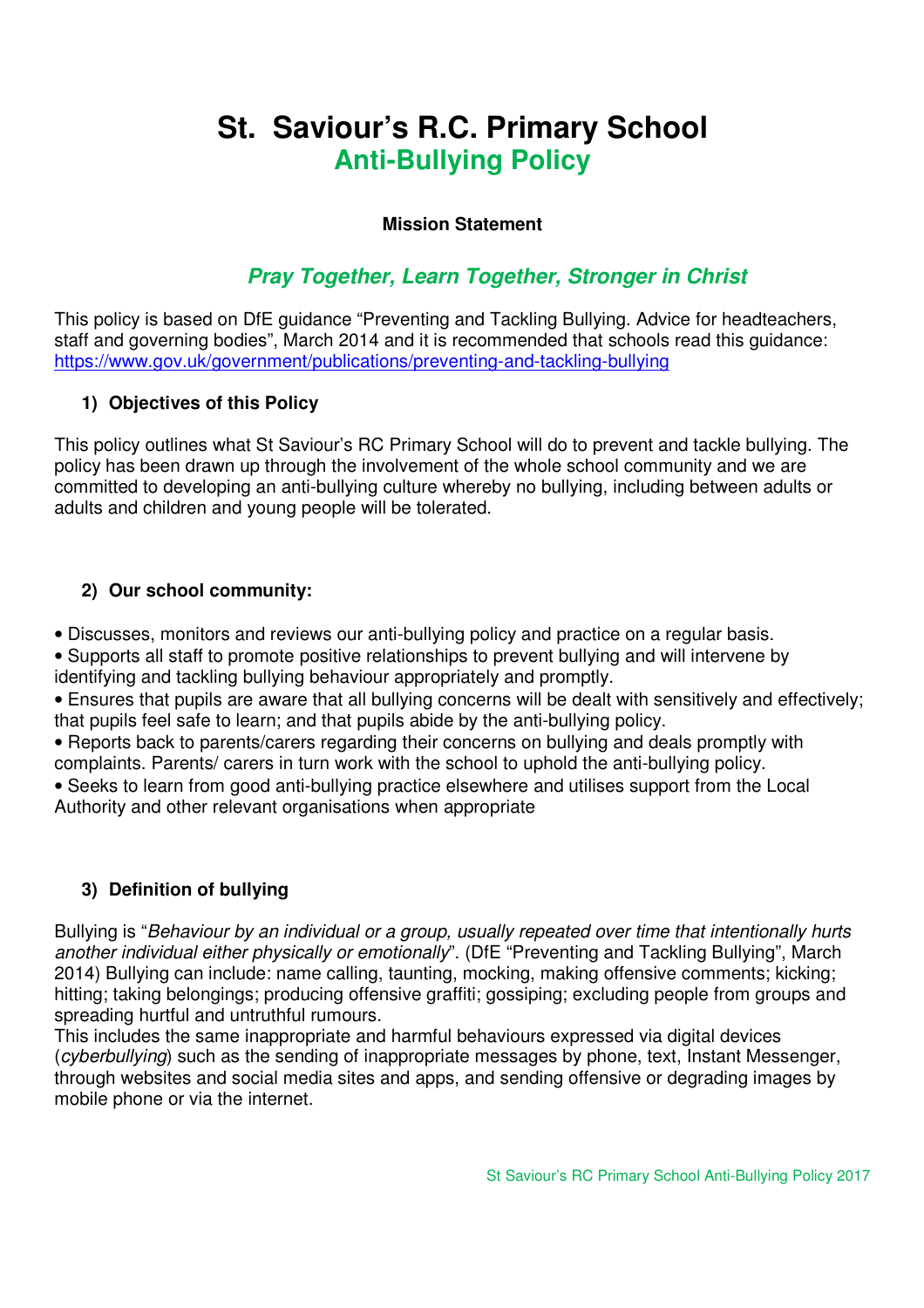# St. Saviour's R.C. Primary School
## Anti-Bullying Policy

**Mission Statement**

***Pray Together, Learn Together, Stronger in Christ***

This policy is based on DfE guidance "Preventing and Tackling Bullying. Advice for headteachers, staff and governing bodies", March 2014 and it is recommended that schools read this guidance: https://www.gov.uk/government/publications/preventing-and-tackling-bullying

### 1) Objectives of this Policy

This policy outlines what St Saviour's RC Primary School will do to prevent and tackle bullying. The policy has been drawn up through the involvement of the whole school community and we are committed to developing an anti-bullying culture whereby no bullying, including between adults or adults and children and young people will be tolerated.

### 2) Our school community:

- Discusses, monitors and reviews our anti-bullying policy and practice on a regular basis.
- Supports all staff to promote positive relationships to prevent bullying and will intervene by identifying and tackling bullying behaviour appropriately and promptly.
- Ensures that pupils are aware that all bullying concerns will be dealt with sensitively and effectively; that pupils feel safe to learn; and that pupils abide by the anti-bullying policy.
- Reports back to parents/carers regarding their concerns on bullying and deals promptly with complaints. Parents/ carers in turn work with the school to uphold the anti-bullying policy.
- Seeks to learn from good anti-bullying practice elsewhere and utilises support from the Local Authority and other relevant organisations when appropriate

### 3) Definition of bullying

Bullying is "*Behaviour by an individual or a group, usually repeated over time that intentionally hurts another individual either physically or emotionally*". (DfE "Preventing and Tackling Bullying", March 2014) Bullying can include: name calling, taunting, mocking, making offensive comments; kicking; hitting; taking belongings; producing offensive graffiti; gossiping; excluding people from groups and spreading hurtful and untruthful rumours.

This includes the same inappropriate and harmful behaviours expressed via digital devices (*cyberbullying*) such as the sending of inappropriate messages by phone, text, Instant Messenger, through websites and social media sites and apps, and sending offensive or degrading images by mobile phone or via the internet.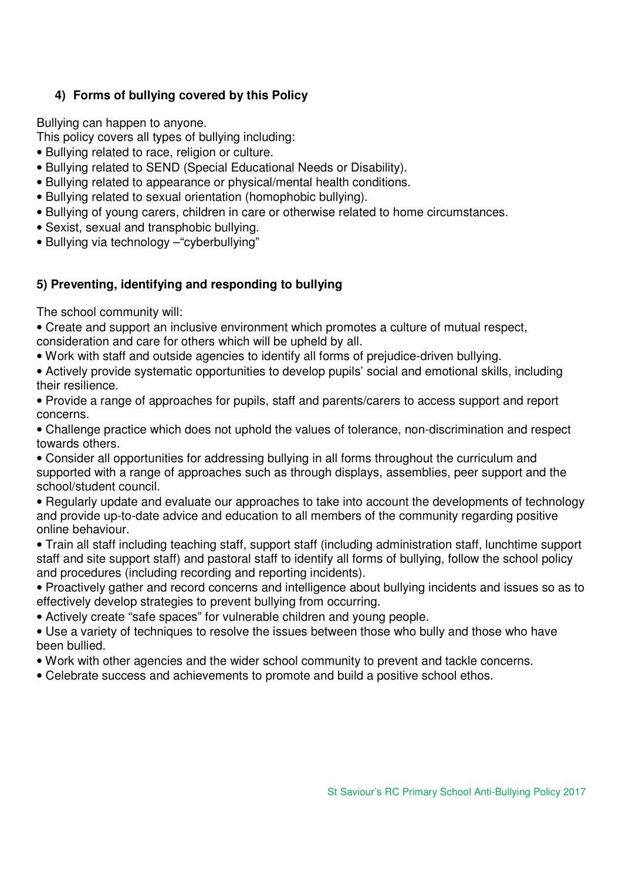## 4) Forms of bullying covered by this Policy

Bullying can happen to anyone.
This policy covers all types of bullying including:

- Bullying related to race, religion or culture.
- Bullying related to SEND (Special Educational Needs or Disability).
- Bullying related to appearance or physical/mental health conditions.
- Bullying related to sexual orientation (homophobic bullying).
- Bullying of young carers, children in care or otherwise related to home circumstances.
- Sexist, sexual and transphobic bullying.
- Bullying via technology –"cyberbullying"

## 5) Preventing, identifying and responding to bullying

The school community will:

- Create and support an inclusive environment which promotes a culture of mutual respect, consideration and care for others which will be upheld by all.
- Work with staff and outside agencies to identify all forms of prejudice-driven bullying.
- Actively provide systematic opportunities to develop pupils' social and emotional skills, including their resilience.
- Provide a range of approaches for pupils, staff and parents/carers to access support and report concerns.
- Challenge practice which does not uphold the values of tolerance, non-discrimination and respect towards others.
- Consider all opportunities for addressing bullying in all forms throughout the curriculum and supported with a range of approaches such as through displays, assemblies, peer support and the school/student council.
- Regularly update and evaluate our approaches to take into account the developments of technology and provide up-to-date advice and education to all members of the community regarding positive online behaviour.
- Train all staff including teaching staff, support staff (including administration staff, lunchtime support staff and site support staff) and pastoral staff to identify all forms of bullying, follow the school policy and procedures (including recording and reporting incidents).
- Proactively gather and record concerns and intelligence about bullying incidents and issues so as to effectively develop strategies to prevent bullying from occurring.
- Actively create "safe spaces" for vulnerable children and young people.
- Use a variety of techniques to resolve the issues between those who bully and those who have been bullied.
- Work with other agencies and the wider school community to prevent and tackle concerns.
- Celebrate success and achievements to promote and build a positive school ethos.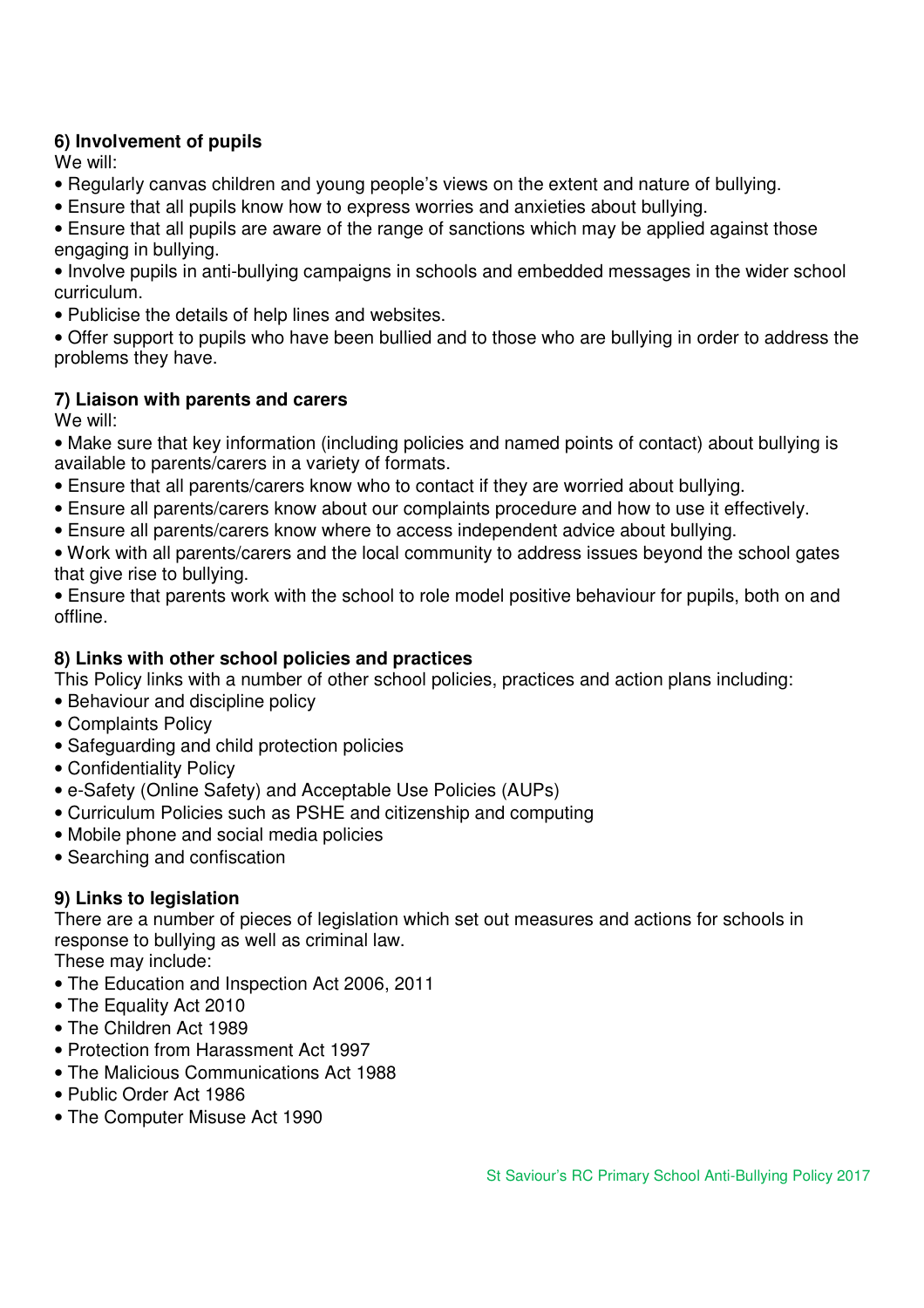**6) Involvement of pupils**

We will:

- Regularly canvas children and young people's views on the extent and nature of bullying.
- Ensure that all pupils know how to express worries and anxieties about bullying.
- Ensure that all pupils are aware of the range of sanctions which may be applied against those engaging in bullying.
- Involve pupils in anti-bullying campaigns in schools and embedded messages in the wider school curriculum.
- Publicise the details of help lines and websites.
- Offer support to pupils who have been bullied and to those who are bullying in order to address the problems they have.

**7) Liaison with parents and carers**

We will:

- Make sure that key information (including policies and named points of contact) about bullying is available to parents/carers in a variety of formats.
- Ensure that all parents/carers know who to contact if they are worried about bullying.
- Ensure all parents/carers know about our complaints procedure and how to use it effectively.
- Ensure all parents/carers know where to access independent advice about bullying.
- Work with all parents/carers and the local community to address issues beyond the school gates that give rise to bullying.
- Ensure that parents work with the school to role model positive behaviour for pupils, both on and offline.

**8) Links with other school policies and practices**

This Policy links with a number of other school policies, practices and action plans including:

- Behaviour and discipline policy
- Complaints Policy
- Safeguarding and child protection policies
- Confidentiality Policy
- e-Safety (Online Safety) and Acceptable Use Policies (AUPs)
- Curriculum Policies such as PSHE and citizenship and computing
- Mobile phone and social media policies
- Searching and confiscation

**9) Links to legislation**

There are a number of pieces of legislation which set out measures and actions for schools in response to bullying as well as criminal law.

These may include:

- The Education and Inspection Act 2006, 2011
- The Equality Act 2010
- The Children Act 1989
- Protection from Harassment Act 1997
- The Malicious Communications Act 1988
- Public Order Act 1986
- The Computer Misuse Act 1990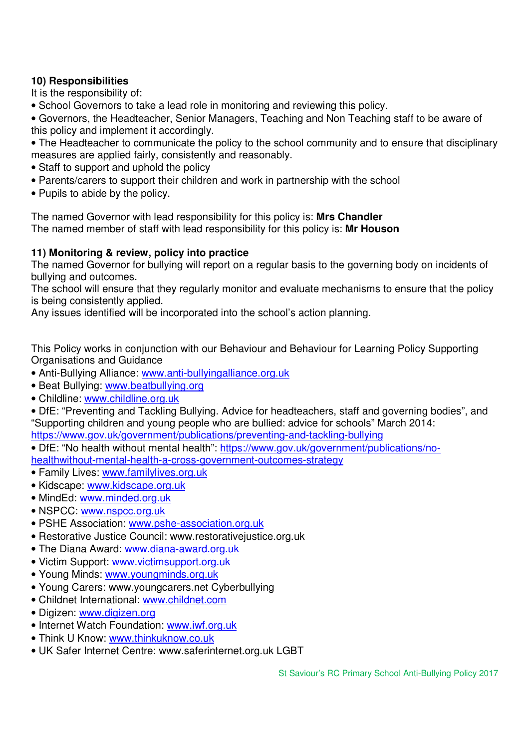## 10) Responsibilities

It is the responsibility of:

- School Governors to take a lead role in monitoring and reviewing this policy.
- Governors, the Headteacher, Senior Managers, Teaching and Non Teaching staff to be aware of this policy and implement it accordingly.
- The Headteacher to communicate the policy to the school community and to ensure that disciplinary measures are applied fairly, consistently and reasonably.
- Staff to support and uphold the policy
- Parents/carers to support their children and work in partnership with the school
- Pupils to abide by the policy.

The named Governor with lead responsibility for this policy is: **Mrs Chandler**
The named member of staff with lead responsibility for this policy is: **Mr Houson**

## 11) Monitoring & review, policy into practice

The named Governor for bullying will report on a regular basis to the governing body on incidents of bullying and outcomes.
The school will ensure that they regularly monitor and evaluate mechanisms to ensure that the policy is being consistently applied.
Any issues identified will be incorporated into the school's action planning.

This Policy works in conjunction with our Behaviour and Behaviour for Learning Policy Supporting Organisations and Guidance

- Anti-Bullying Alliance: www.anti-bullyingalliance.org.uk
- Beat Bullying: www.beatbullying.org
- Childline: www.childline.org.uk
- DfE: "Preventing and Tackling Bullying. Advice for headteachers, staff and governing bodies", and "Supporting children and young people who are bullied: advice for schools" March 2014: https://www.gov.uk/government/publications/preventing-and-tackling-bullying
- DfE: "No health without mental health": https://www.gov.uk/government/publications/no-healthwithout-mental-health-a-cross-government-outcomes-strategy
- Family Lives: www.familylives.org.uk
- Kidscape: www.kidscape.org.uk
- MindEd: www.minded.org.uk
- NSPCC: www.nspcc.org.uk
- PSHE Association: www.pshe-association.org.uk
- Restorative Justice Council: www.restorativejustice.org.uk
- The Diana Award: www.diana-award.org.uk
- Victim Support: www.victimsupport.org.uk
- Young Minds: www.youngminds.org.uk
- Young Carers: www.youngcarers.net Cyberbullying
- Childnet International: www.childnet.com
- Digizen: www.digizen.org
- Internet Watch Foundation: www.iwf.org.uk
- Think U Know: www.thinkuknow.co.uk
- UK Safer Internet Centre: www.saferinternet.org.uk LGBT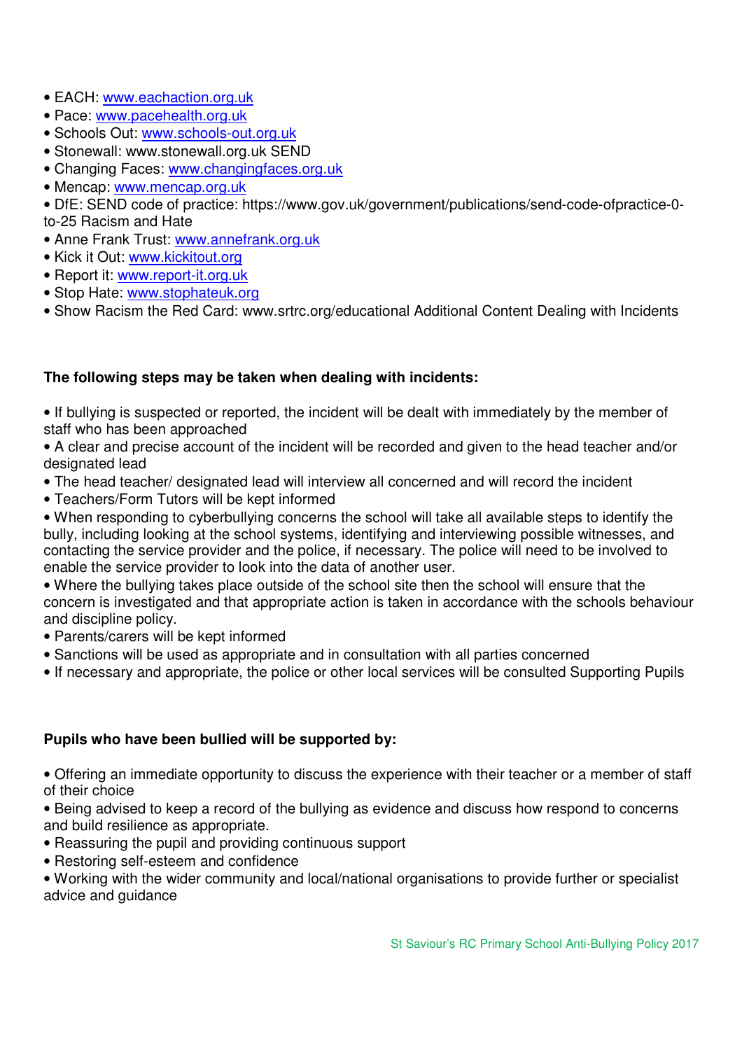- EACH: www.eachaction.org.uk
- Pace: www.pacehealth.org.uk
- Schools Out: www.schools-out.org.uk
- Stonewall: www.stonewall.org.uk SEND
- Changing Faces: www.changingfaces.org.uk
- Mencap: www.mencap.org.uk
- DfE: SEND code of practice: https://www.gov.uk/government/publications/send-code-ofpractice-0-to-25 Racism and Hate
- Anne Frank Trust: www.annefrank.org.uk
- Kick it Out: www.kickitout.org
- Report it: www.report-it.org.uk
- Stop Hate: www.stophateuk.org
- Show Racism the Red Card: www.srtrc.org/educational Additional Content Dealing with Incidents

**The following steps may be taken when dealing with incidents:**

- If bullying is suspected or reported, the incident will be dealt with immediately by the member of staff who has been approached
- A clear and precise account of the incident will be recorded and given to the head teacher and/or designated lead
- The head teacher/ designated lead will interview all concerned and will record the incident
- Teachers/Form Tutors will be kept informed
- When responding to cyberbullying concerns the school will take all available steps to identify the bully, including looking at the school systems, identifying and interviewing possible witnesses, and contacting the service provider and the police, if necessary. The police will need to be involved to enable the service provider to look into the data of another user.
- Where the bullying takes place outside of the school site then the school will ensure that the concern is investigated and that appropriate action is taken in accordance with the schools behaviour and discipline policy.
- Parents/carers will be kept informed
- Sanctions will be used as appropriate and in consultation with all parties concerned
- If necessary and appropriate, the police or other local services will be consulted Supporting Pupils

**Pupils who have been bullied will be supported by:**

- Offering an immediate opportunity to discuss the experience with their teacher or a member of staff of their choice
- Being advised to keep a record of the bullying as evidence and discuss how respond to concerns and build resilience as appropriate.
- Reassuring the pupil and providing continuous support
- Restoring self-esteem and confidence
- Working with the wider community and local/national organisations to provide further or specialist advice and guidance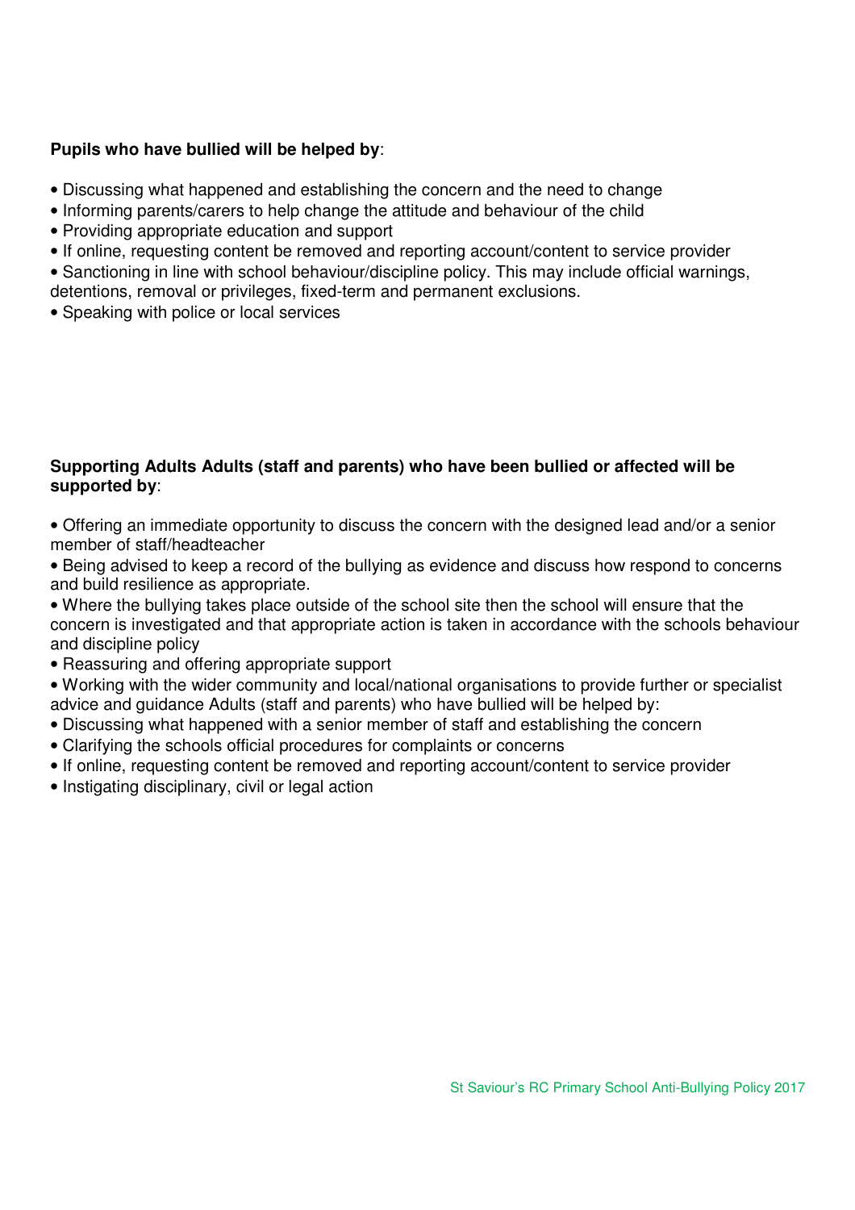**Pupils who have bullied will be helped by**:

- Discussing what happened and establishing the concern and the need to change
- Informing parents/carers to help change the attitude and behaviour of the child
- Providing appropriate education and support
- If online, requesting content be removed and reporting account/content to service provider
- Sanctioning in line with school behaviour/discipline policy. This may include official warnings, detentions, removal or privileges, fixed-term and permanent exclusions.
- Speaking with police or local services

**Supporting Adults Adults (staff and parents) who have been bullied or affected will be supported by**:

- Offering an immediate opportunity to discuss the concern with the designed lead and/or a senior member of staff/headteacher
- Being advised to keep a record of the bullying as evidence and discuss how respond to concerns and build resilience as appropriate.
- Where the bullying takes place outside of the school site then the school will ensure that the concern is investigated and that appropriate action is taken in accordance with the schools behaviour and discipline policy
- Reassuring and offering appropriate support
- Working with the wider community and local/national organisations to provide further or specialist advice and guidance Adults (staff and parents) who have bullied will be helped by:
- Discussing what happened with a senior member of staff and establishing the concern
- Clarifying the schools official procedures for complaints or concerns
- If online, requesting content be removed and reporting account/content to service provider
- Instigating disciplinary, civil or legal action